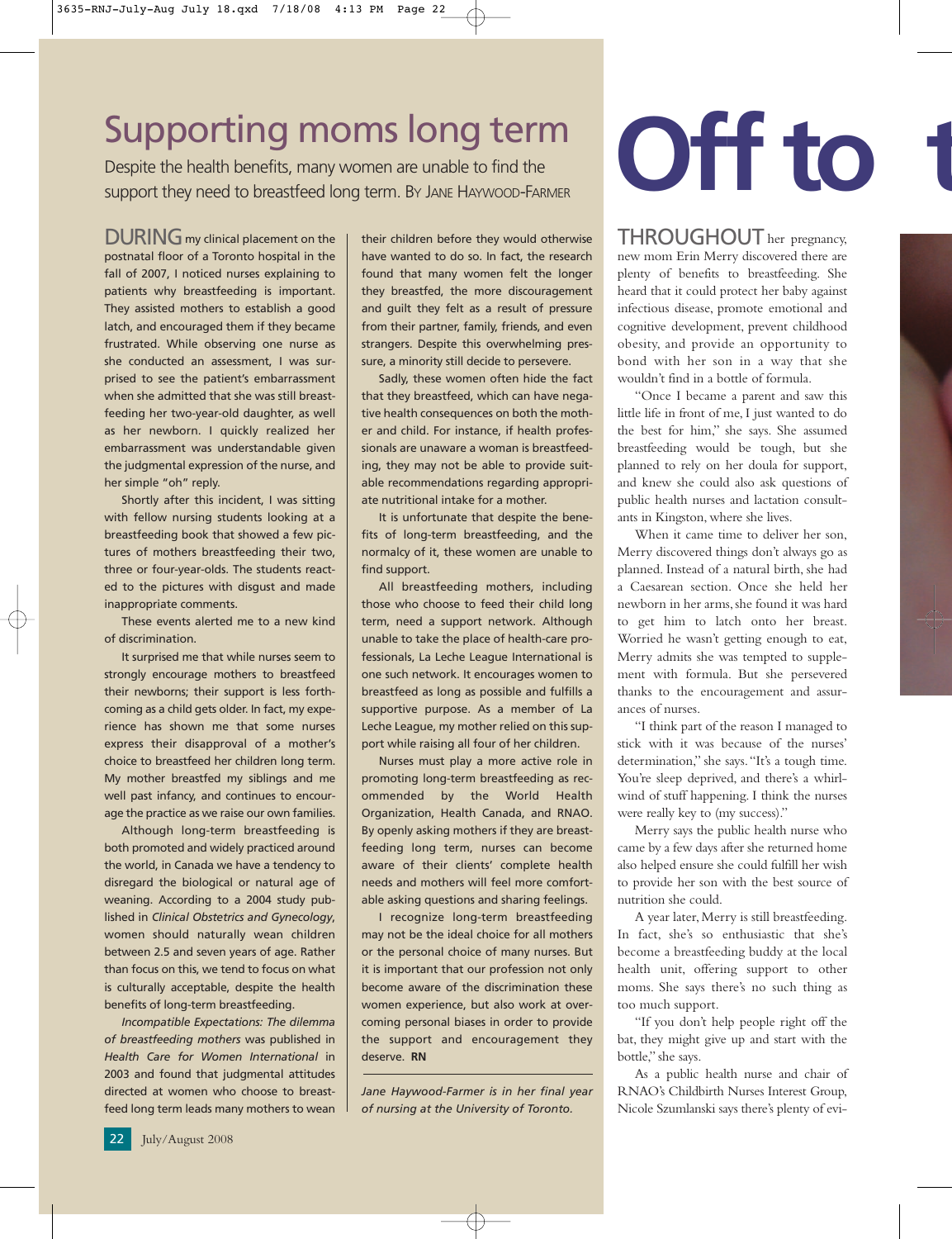# Supporting moms long term

Despite the health benefits, many women are unable to find the support they need to breastfeed long term. By Jane Haywood-Farmer

DURING my clinical placement on the postnatal floor of a Toronto hospital in the fall of 2007, I noticed nurses explaining to patients why breastfeeding is important. They assisted mothers to establish a good latch, and encouraged them if they became frustrated. While observing one nurse as she conducted an assessment, I was surprised to see the patient's embarrassment when she admitted that she was still breastfeeding her two-year-old daughter, as well as her newborn. I quickly realized her embarrassment was understandable given the judgmental expression of the nurse, and her simple "oh" reply.

Shortly after this incident, I was sitting with fellow nursing students looking at a breastfeeding book that showed a few pictures of mothers breastfeeding their two, three or four-year-olds. The students reacted to the pictures with disgust and made inappropriate comments.

These events alerted me to a new kind of discrimination.

It surprised me that while nurses seem to strongly encourage mothers to breastfeed their newborns; their support is less forthcoming as a child gets older. In fact, my experience has shown me that some nurses express their disapproval of a mother's choice to breastfeed her children long term. My mother breastfed my siblings and me well past infancy, and continues to encourage the practice as we raise our own families.

Although long-term breastfeeding is both promoted and widely practiced around the world, in Canada we have a tendency to disregard the biological or natural age of weaning. According to a 2004 study published in *Clinical Obstetrics and Gynecology*, women should naturally wean children between 2.5 and seven years of age. Rather than focus on this, we tend to focus on what is culturally acceptable, despite the health benefits of long-term breastfeeding.

*Incompatible Expectations: The dilemma of breastfeeding mothers* was published in *Health Care for Women International* in 2003 and found that judgmental attitudes directed at women who choose to breastfeed long term leads many mothers to wean their children before they would otherwise have wanted to do so. In fact, the research found that many women felt the longer they breastfed, the more discouragement and guilt they felt as a result of pressure from their partner, family, friends, and even strangers. Despite this overwhelming pressure, a minority still decide to persevere.

Sadly, these women often hide the fact that they breastfeed, which can have negative health consequences on both the mother and child. For instance, if health professionals are unaware a woman is breastfeeding, they may not be able to provide suitable recommendations regarding appropriate nutritional intake for a mother.

It is unfortunate that despite the benefits of long-term breastfeeding, and the normalcy of it, these women are unable to find support.

All breastfeeding mothers, including those who choose to feed their child long term, need a support network. Although unable to take the place of health-care professionals, La Leche League International is one such network. It encourages women to breastfeed as long as possible and fulfills a supportive purpose. As a member of La Leche League, my mother relied on this support while raising all four of her children.

Nurses must play a more active role in promoting long-term breastfeeding as recommended by the World Health Organization, Health Canada, and RNAO. By openly asking mothers if they are breastfeeding long term, nurses can become aware of their clients' complete health needs and mothers will feel more comfortable asking questions and sharing feelings.

I recognize long-term breastfeeding may not be the ideal choice for all mothers or the personal choice of many nurses. But it is important that our profession not only become aware of the discrimination these women experience, but also work at overcoming personal biases in order to provide the support and encouragement they deserve. **RN**

*Jane Haywood-Farmer is in her final year of nursing at the University of Toronto.*

# Off to t

THROUGHOUT her pregnancy, new mom Erin Merry discovered there are plenty of benefits to breastfeeding. She heard that it could protect her baby against infectious disease, promote emotional and cognitive development, prevent childhood obesity, and provide an opportunity to bond with her son in a way that she wouldn't find in a bottle of formula.

"Once I became a parent and saw this little life in front of me, I just wanted to do the best for him," she says. She assumed breastfeeding would be tough, but she planned to rely on her doula for support, and knew she could also ask questions of public health nurses and lactation consultants in Kingston, where she lives.

When it came time to deliver her son, Merry discovered things don't always go as planned. Instead of a natural birth, she had a Caesarean section. Once she held her newborn in her arms, she found it was hard to get him to latch onto her breast. Worried he wasn't getting enough to eat, Merry admits she was tempted to supplement with formula. But she persevered thanks to the encouragement and assurances of nurses.

"I think part of the reason I managed to stick with it was because of the nurses' determination," she says. "It's a tough time. You're sleep deprived, and there's a whirlwind of stuff happening. I think the nurses were really key to (my success)."

Merry says the public health nurse who came by a few days after she returned home also helped ensure she could fulfill her wish to provide her son with the best source of nutrition she could.

A year later, Merry is still breastfeeding. In fact, she's so enthusiastic that she's become a breastfeeding buddy at the local health unit, offering support to other moms. She says there's no such thing as too much support.

"If you don't help people right off the bat, they might give up and start with the bottle," she says.

As a public health nurse and chair of RNAO's Childbirth Nurses Interest Group, Nicole Szumlanski says there's plenty of evi-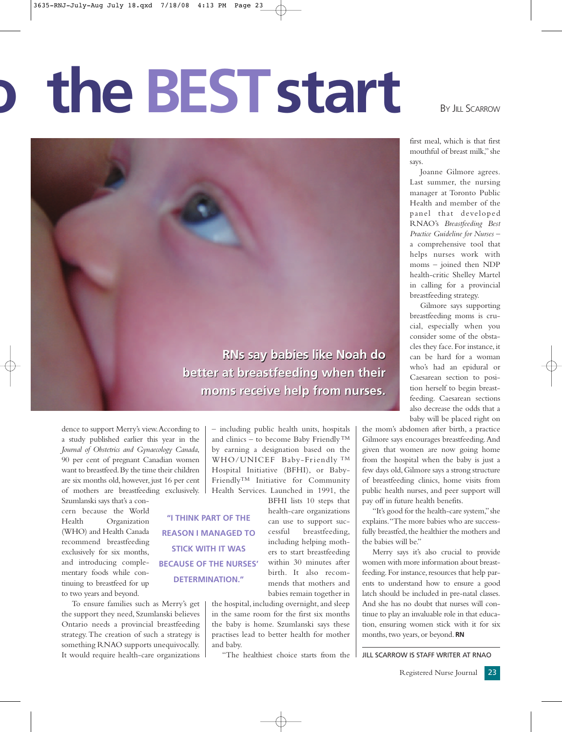# the BEST start

By Jill Scarrow

RNs say babies like Noah do better at breastfeeding when their moms receive help from nurses.

dence to support Merry's view. According to a study published earlier this year in the *Journal of Obstetrics and Gynaecology Canada*, 90 per cent of pregnant Canadian women want to breastfeed. By the time their children are six months old, however, just 16 per cent of mothers are breastfeeding exclusively. Szumlanski says that's a concern because the World Health Organization (WHO) and Health Canada recommend breastfeeding exclusively for six months, and introducing complementary foods while continuing to breastfeed for up to two years and beyond.

To ensure families such as Merry's get the support they need, Szumlanski believes Ontario needs a provincial breastfeeding strategy. The creation of such a strategy is something RNAO supports unequivocally. It would require health-care organizations – including public health units, hospitals and clinics – to become Baby Friendly™ by earning a designation based on the WHO/UNICEF Baby-Friendly™ Hospital Initiative (BFHI), or Baby-Friendly™ Initiative for Community Health Services. Launched in 1991, the BFHI lists 10 steps that health-care organizations can use to support successful breastfeeding, including helping mothers to start breastfeeding within 30 minutes after birth. It also recommends that mothers and babies remain together in the hospital, including overnight, and sleep in the same room for the first six months the baby is home. Szumlanski says these practises lead to better health for mother and baby.

**"I THINK PART OF THE REASON I MANAGED TO STICK WITH IT WAS BECAUSE OF THE NURSES' DETERMINATION."**

"The healthiest choice starts from the first meal, which is that first mouthful of breast milk," she says.

Joanne Gilmore agrees. Last summer, the nursing manager at Toronto Public Health and member of the panel that developed RNAO's *Breastfeeding Best Practice Guideline for Nurses* – a comprehensive tool that helps nurses work with moms – joined then NDP health-critic Shelley Martel in calling for a provincial breastfeeding strategy.

Gilmore says supporting breastfeeding moms is crucial, especially when you consider some of the obstacles they face. For instance, it can be hard for a woman who's had an epidural or Caesarean section to position herself to begin breastfeeding. Caesarean sections also decrease the odds that a baby will be placed right on the mom's abdomen after birth, a practice Gilmore says encourages breastfeeding. And given that women are now going home from the hospital when the baby is just a few days old, Gilmore says a strong structure of breastfeeding clinics, home visits from public health nurses, and peer support will pay off in future health benefits.

"It's good for the health-care system," she explains. "The more babies who are successfully breastfed, the healthier the mothers and the babies will be."

Merry says it's also crucial to provide women with more information about breastfeeding. For instance, resources that help parents to understand how to ensure a good latch should be included in pre-natal classes. And she has no doubt that nurses will continue to play an invaluable role in that education, ensuring women stick with it for six months, two years, or beyond. **RN**

JILL SCARROW IS STAFF WRITER AT RNAO